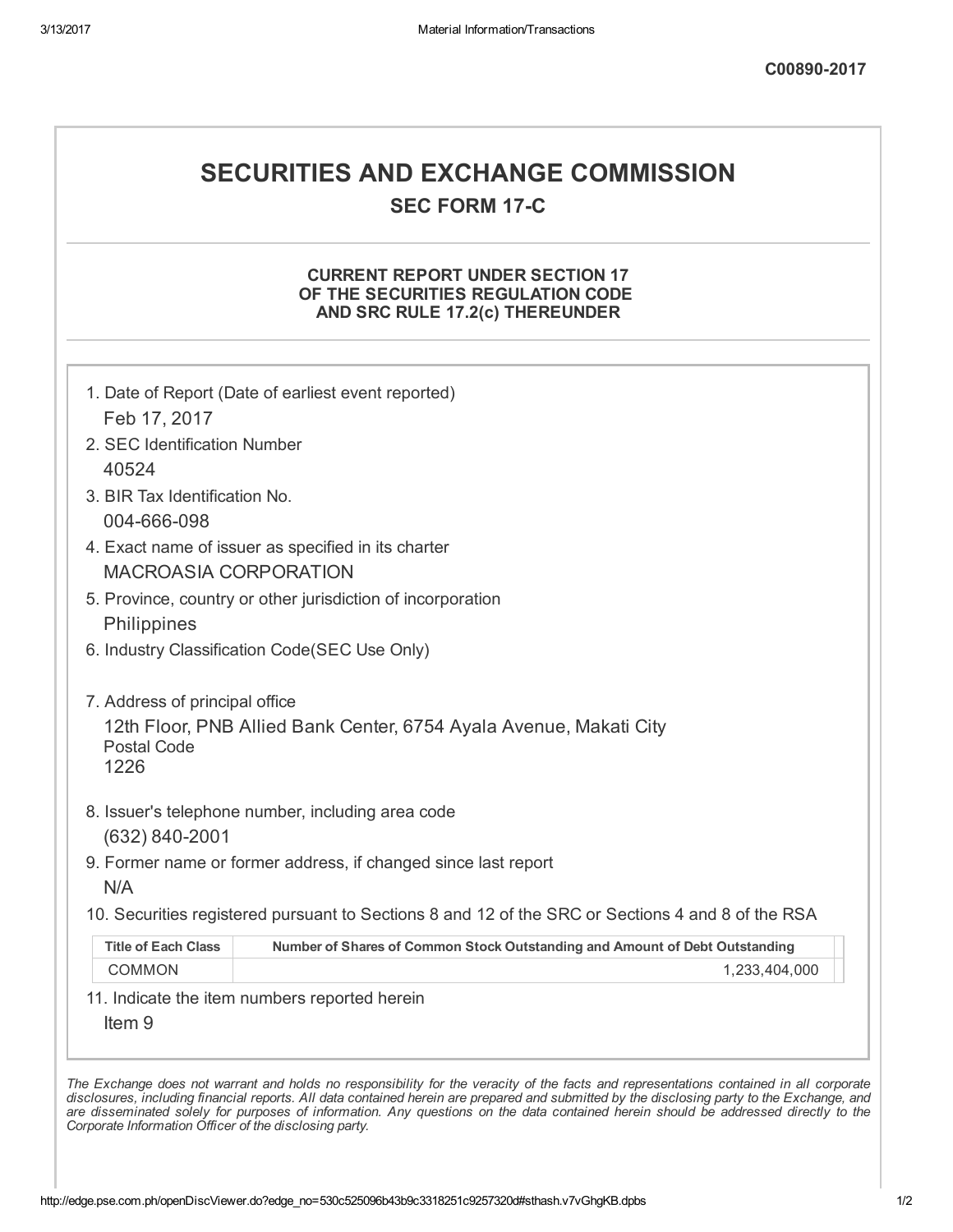C00890-2017

# SECURITIES AND EXCHANGE COMMISSION

## SEC FORM 17-C

### CURRENT REPORT UNDER SECTION 17 OF THE SECURITIES REGULATION CODE AND SRC RULE 17.2(c) THEREUNDER

1. Date of Report (Date of earliest event reported)

   Feb 17, 2017

2. SEC Identification Number

   40524

3. BIR Tax Identification No.

   004-666-098

4. Exact name of issuer as specified in its charter

   MACROASIA CORPORATION

5. Province, country or other jurisdiction of incorporation

   Philippines

6. Industry Classification Code(SEC Use Only)

7. Address of principal office

   12th Floor, PNB Allied Bank Center, 6754 Ayala Avenue, Makati City

   Postal Code

   1226

8. Issuer's telephone number, including area code

   (632) 840-2001

9. Former name or former address, if changed since last report

   N/A

10. Securities registered pursuant to Sections 8 and 12 of the SRC or Sections 4 and 8 of the RSA

| Title of Each Class | Number of Shares of Common Stock Outstanding and Amount of Debt Outstanding |
|---|---|
| COMMON | 1,233,404,000 |

11. Indicate the item numbers reported herein

    Item 9

*The Exchange does not warrant and holds no responsibility for the veracity of the facts and representations contained in all corporate disclosures, including financial reports. All data contained herein are prepared and submitted by the disclosing party to the Exchange, and are disseminated solely for purposes of information. Any questions on the data contained herein should be addressed directly to the Corporate Information Officer of the disclosing party.*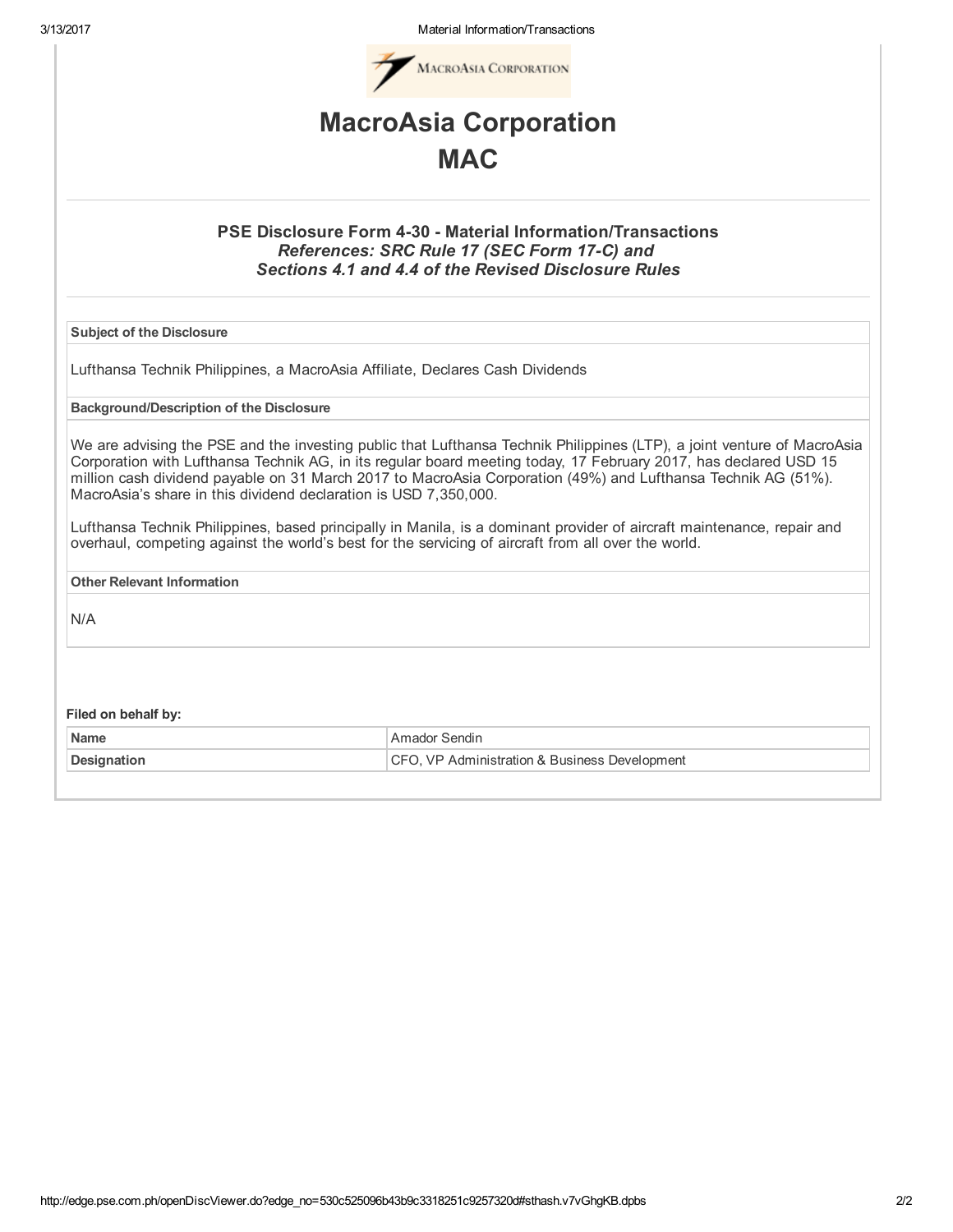# MacroAsia Corporation

# MAC

### PSE Disclosure Form 4-30 - Material Information/Transactions

***References: SRC Rule 17 (SEC Form 17-C) and Sections 4.1 and 4.4 of the Revised Disclosure Rules***

**Subject of the Disclosure**

Lufthansa Technik Philippines, a MacroAsia Affiliate, Declares Cash Dividends

**Background/Description of the Disclosure**

We are advising the PSE and the investing public that Lufthansa Technik Philippines (LTP), a joint venture of MacroAsia Corporation with Lufthansa Technik AG, in its regular board meeting today, 17 February 2017, has declared USD 15 million cash dividend payable on 31 March 2017 to MacroAsia Corporation (49%) and Lufthansa Technik AG (51%). MacroAsia's share in this dividend declaration is USD 7,350,000.

Lufthansa Technik Philippines, based principally in Manila, is a dominant provider of aircraft maintenance, repair and overhaul, competing against the world's best for the servicing of aircraft from all over the world.

**Other Relevant Information**

N/A

**Filed on behalf by:**

| | |
|---|---|
| **Name** | Amador Sendin |
| **Designation** | CFO, VP Administration & Business Development |